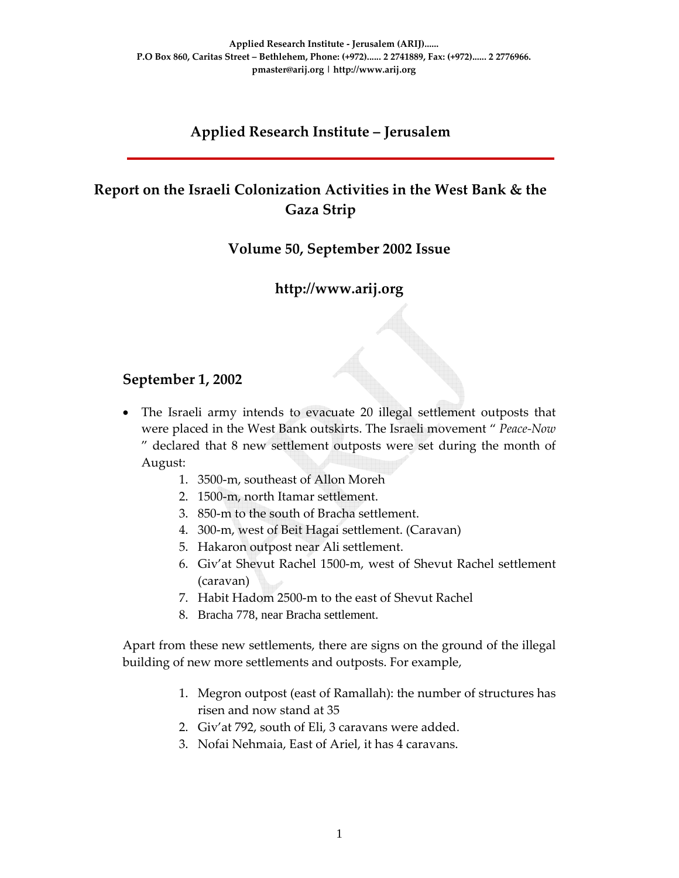Applied Research Institute - Jerusalem (ARIJ)......
P.O Box 860, Caritas Street – Bethlehem, Phone: (+972)...... 2 2741889, Fax: (+972)...... 2 2776966.
pmaster@arij.org | http://www.arij.org

# Applied Research Institute – Jerusalem

## Report on the Israeli Colonization Activities in the West Bank & the Gaza Strip

### Volume 50, September 2002 Issue

### http://www.arij.org

## September 1, 2002

- The Israeli army intends to evacuate 20 illegal settlement outposts that were placed in the West Bank outskirts. The Israeli movement " *Peace-Now* " declared that 8 new settlement outposts were set during the month of August:
    1. 3500-m, southeast of Allon Moreh
    2. 1500-m, north Itamar settlement.
    3. 850-m to the south of Bracha settlement.
    4. 300-m, west of Beit Hagai settlement. (Caravan)
    5. Hakaron outpost near Ali settlement.
    6. Giv'at Shevut Rachel 1500-m, west of Shevut Rachel settlement (caravan)
    7. Habit Hadom 2500-m to the east of Shevut Rachel
    8. Bracha 778, near Bracha settlement.

Apart from these new settlements, there are signs on the ground of the illegal building of new more settlements and outposts. For example,

1. Megron outpost (east of Ramallah): the number of structures has risen and now stand at 35
2. Giv'at 792, south of Eli, 3 caravans were added.
3. Nofai Nehmaia, East of Ariel, it has 4 caravans.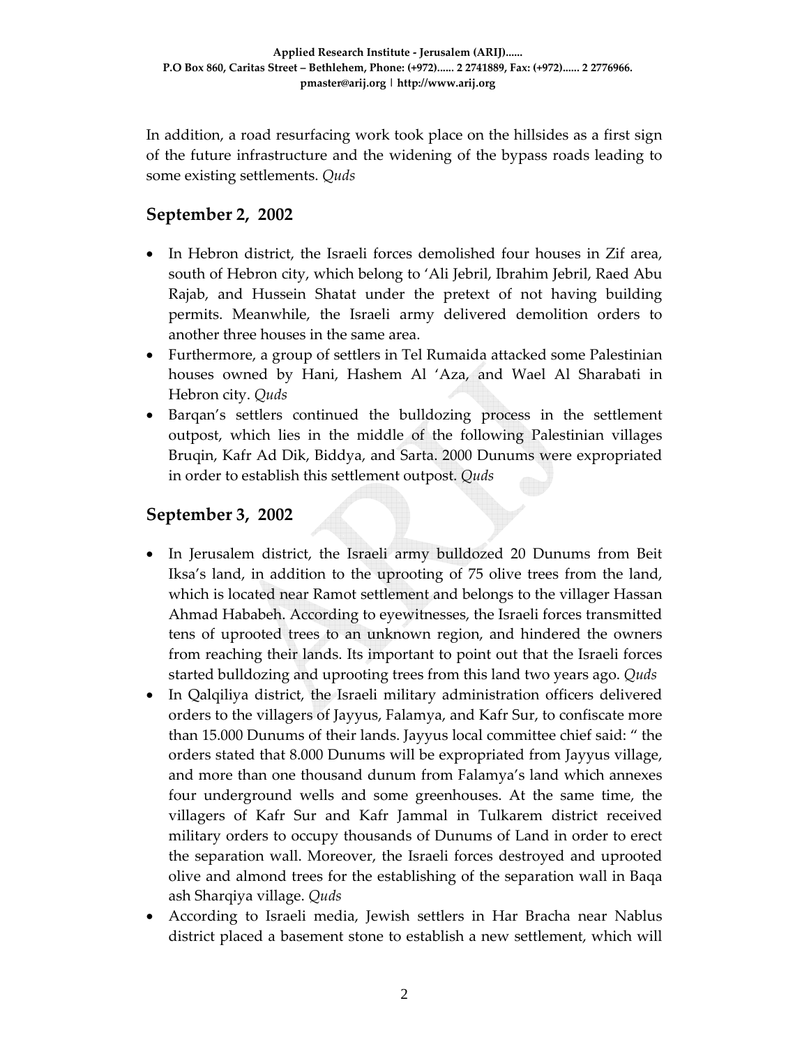In addition, a road resurfacing work took place on the hillsides as a first sign of the future infrastructure and the widening of the bypass roads leading to some existing settlements. *Quds*

## September 2, 2002

- In Hebron district, the Israeli forces demolished four houses in Zif area, south of Hebron city, which belong to 'Ali Jebril, Ibrahim Jebril, Raed Abu Rajab, and Hussein Shatat under the pretext of not having building permits. Meanwhile, the Israeli army delivered demolition orders to another three houses in the same area.
- Furthermore, a group of settlers in Tel Rumaida attacked some Palestinian houses owned by Hani, Hashem Al 'Aza, and Wael Al Sharabati in Hebron city. *Quds*
- Barqan's settlers continued the bulldozing process in the settlement outpost, which lies in the middle of the following Palestinian villages Bruqin, Kafr Ad Dik, Biddya, and Sarta. 2000 Dunums were expropriated in order to establish this settlement outpost. *Quds*

## September 3, 2002

- In Jerusalem district, the Israeli army bulldozed 20 Dunums from Beit Iksa's land, in addition to the uprooting of 75 olive trees from the land, which is located near Ramot settlement and belongs to the villager Hassan Ahmad Hababeh. According to eyewitnesses, the Israeli forces transmitted tens of uprooted trees to an unknown region, and hindered the owners from reaching their lands. Its important to point out that the Israeli forces started bulldozing and uprooting trees from this land two years ago. *Quds*
- In Qalqiliya district, the Israeli military administration officers delivered orders to the villagers of Jayyus, Falamya, and Kafr Sur, to confiscate more than 15.000 Dunums of their lands. Jayyus local committee chief said: " the orders stated that 8.000 Dunums will be expropriated from Jayyus village, and more than one thousand dunum from Falamya's land which annexes four underground wells and some greenhouses. At the same time, the villagers of Kafr Sur and Kafr Jammal in Tulkarem district received military orders to occupy thousands of Dunums of Land in order to erect the separation wall. Moreover, the Israeli forces destroyed and uprooted olive and almond trees for the establishing of the separation wall in Baqa ash Sharqiya village. *Quds*
- According to Israeli media, Jewish settlers in Har Bracha near Nablus district placed a basement stone to establish a new settlement, which will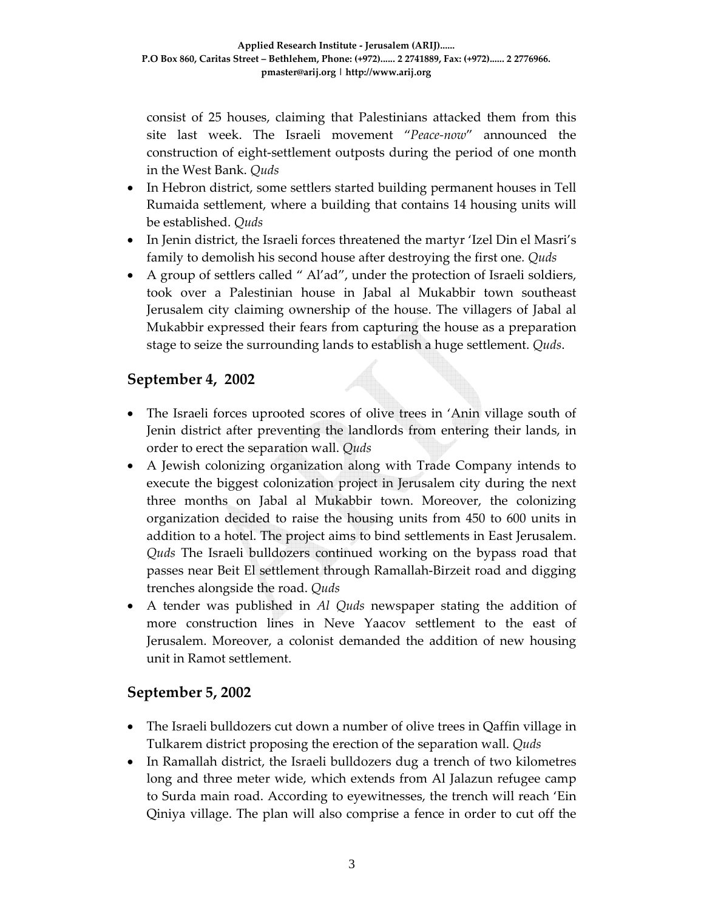consist of 25 houses, claiming that Palestinians attacked them from this site last week. The Israeli movement "*Peace-now*" announced the construction of eight-settlement outposts during the period of one month in the West Bank. *Quds*

- In Hebron district, some settlers started building permanent houses in Tell Rumaida settlement, where a building that contains 14 housing units will be established. *Quds*
- In Jenin district, the Israeli forces threatened the martyr 'Izel Din el Masri's family to demolish his second house after destroying the first one. *Quds*
- A group of settlers called " Al'ad", under the protection of Israeli soldiers, took over a Palestinian house in Jabal al Mukabbir town southeast Jerusalem city claiming ownership of the house. The villagers of Jabal al Mukabbir expressed their fears from capturing the house as a preparation stage to seize the surrounding lands to establish a huge settlement. *Quds*.

## September 4, 2002

- The Israeli forces uprooted scores of olive trees in 'Anin village south of Jenin district after preventing the landlords from entering their lands, in order to erect the separation wall. *Quds*
- A Jewish colonizing organization along with Trade Company intends to execute the biggest colonization project in Jerusalem city during the next three months on Jabal al Mukabbir town. Moreover, the colonizing organization decided to raise the housing units from 450 to 600 units in addition to a hotel. The project aims to bind settlements in East Jerusalem. *Quds* The Israeli bulldozers continued working on the bypass road that passes near Beit El settlement through Ramallah-Birzeit road and digging trenches alongside the road. *Quds*
- A tender was published in *Al Quds* newspaper stating the addition of more construction lines in Neve Yaacov settlement to the east of Jerusalem. Moreover, a colonist demanded the addition of new housing unit in Ramot settlement.

## September 5, 2002

- The Israeli bulldozers cut down a number of olive trees in Qaffin village in Tulkarem district proposing the erection of the separation wall. *Quds*
- In Ramallah district, the Israeli bulldozers dug a trench of two kilometres long and three meter wide, which extends from Al Jalazun refugee camp to Surda main road. According to eyewitnesses, the trench will reach 'Ein Qiniya village. The plan will also comprise a fence in order to cut off the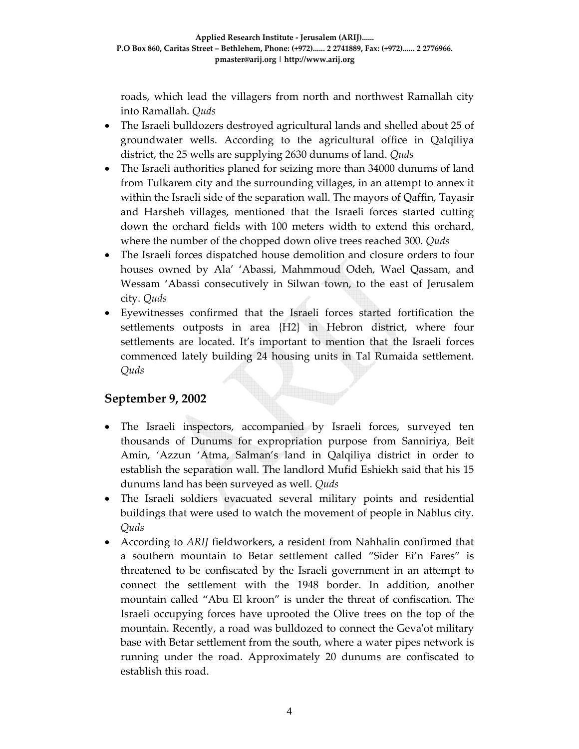roads, which lead the villagers from north and northwest Ramallah city into Ramallah. *Quds*

- The Israeli bulldozers destroyed agricultural lands and shelled about 25 of groundwater wells. According to the agricultural office in Qalqiliya district, the 25 wells are supplying 2630 dunums of land. *Quds*
- The Israeli authorities planed for seizing more than 34000 dunums of land from Tulkarem city and the surrounding villages, in an attempt to annex it within the Israeli side of the separation wall. The mayors of Qaffin, Tayasir and Harsheh villages, mentioned that the Israeli forces started cutting down the orchard fields with 100 meters width to extend this orchard, where the number of the chopped down olive trees reached 300. *Quds*
- The Israeli forces dispatched house demolition and closure orders to four houses owned by Ala' 'Abassi, Mahmmoud Odeh, Wael Qassam, and Wessam 'Abassi consecutively in Silwan town, to the east of Jerusalem city. *Quds*
- Eyewitnesses confirmed that the Israeli forces started fortification the settlements outposts in area {H2} in Hebron district, where four settlements are located. It's important to mention that the Israeli forces commenced lately building 24 housing units in Tal Rumaida settlement. *Quds*

## September 9, 2002

- The Israeli inspectors, accompanied by Israeli forces, surveyed ten thousands of Dunums for expropriation purpose from Sanniriya, Beit Amin, 'Azzun 'Atma, Salman's land in Qalqiliya district in order to establish the separation wall. The landlord Mufid Eshiekh said that his 15 dunums land has been surveyed as well. *Quds*
- The Israeli soldiers evacuated several military points and residential buildings that were used to watch the movement of people in Nablus city. *Quds*
- According to *ARIJ* fieldworkers, a resident from Nahhalin confirmed that a southern mountain to Betar settlement called "Sider Ei'n Fares" is threatened to be confiscated by the Israeli government in an attempt to connect the settlement with the 1948 border. In addition, another mountain called "Abu El kroon" is under the threat of confiscation. The Israeli occupying forces have uprooted the Olive trees on the top of the mountain. Recently, a road was bulldozed to connect the Geva'ot military base with Betar settlement from the south, where a water pipes network is running under the road. Approximately 20 dunums are confiscated to establish this road.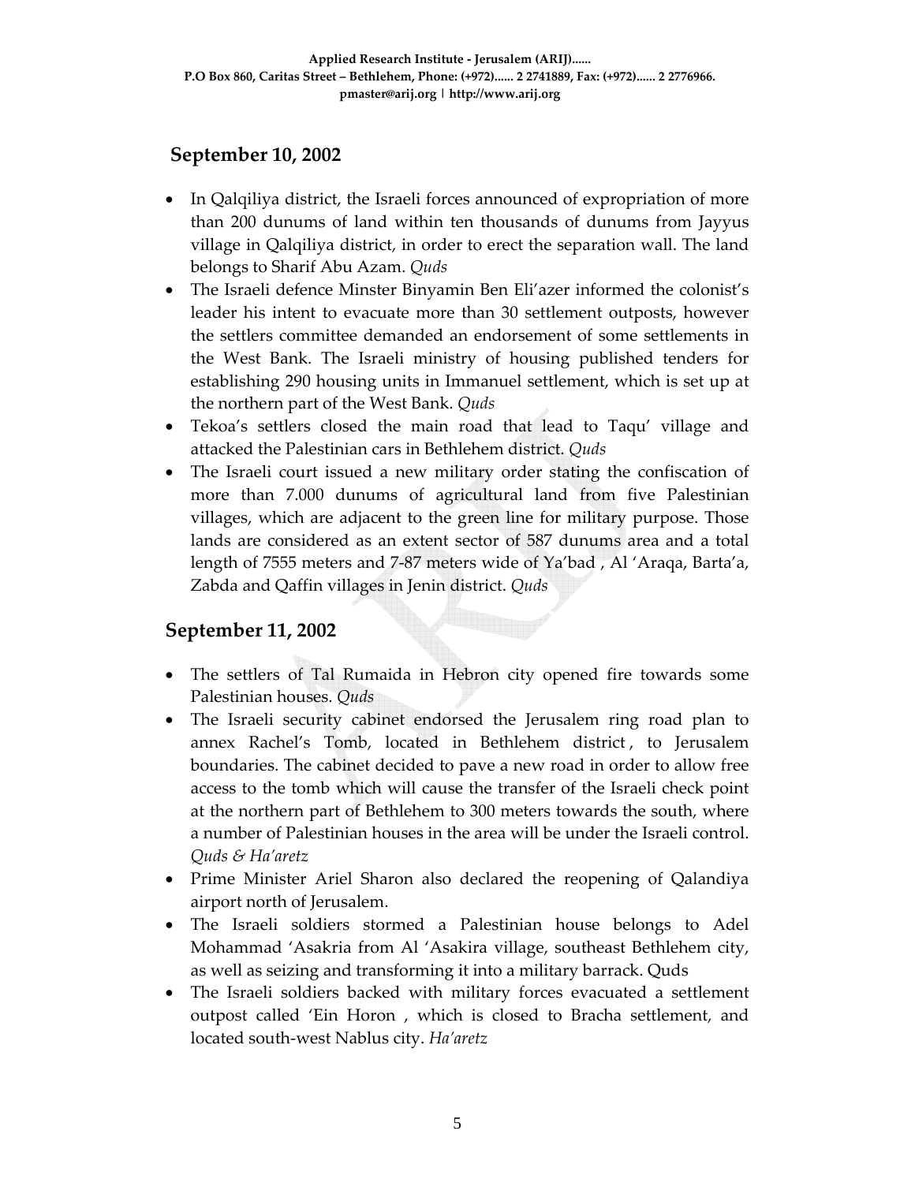## September 10, 2002

- In Qalqiliya district, the Israeli forces announced of expropriation of more than 200 dunums of land within ten thousands of dunums from Jayyus village in Qalqiliya district, in order to erect the separation wall. The land belongs to Sharif Abu Azam. *Quds*
- The Israeli defence Minster Binyamin Ben Eli'azer informed the colonist's leader his intent to evacuate more than 30 settlement outposts, however the settlers committee demanded an endorsement of some settlements in the West Bank. The Israeli ministry of housing published tenders for establishing 290 housing units in Immanuel settlement, which is set up at the northern part of the West Bank. *Quds*
- Tekoa's settlers closed the main road that lead to Taqu' village and attacked the Palestinian cars in Bethlehem district. *Quds*
- The Israeli court issued a new military order stating the confiscation of more than 7.000 dunums of agricultural land from five Palestinian villages, which are adjacent to the green line for military purpose. Those lands are considered as an extent sector of 587 dunums area and a total length of 7555 meters and 7-87 meters wide of Ya'bad , Al 'Araqa, Barta'a, Zabda and Qaffin villages in Jenin district. *Quds*

## September 11, 2002

- The settlers of Tal Rumaida in Hebron city opened fire towards some Palestinian houses. *Quds*
- The Israeli security cabinet endorsed the Jerusalem ring road plan to annex Rachel's Tomb, located in Bethlehem district , to Jerusalem boundaries. The cabinet decided to pave a new road in order to allow free access to the tomb which will cause the transfer of the Israeli check point at the northern part of Bethlehem to 300 meters towards the south, where a number of Palestinian houses in the area will be under the Israeli control. *Quds & Ha'aretz*
- Prime Minister Ariel Sharon also declared the reopening of Qalandiya airport north of Jerusalem.
- The Israeli soldiers stormed a Palestinian house belongs to Adel Mohammad 'Asakria from Al 'Asakira village, southeast Bethlehem city, as well as seizing and transforming it into a military barrack. Quds
- The Israeli soldiers backed with military forces evacuated a settlement outpost called 'Ein Horon , which is closed to Bracha settlement, and located south-west Nablus city. *Ha'aretz*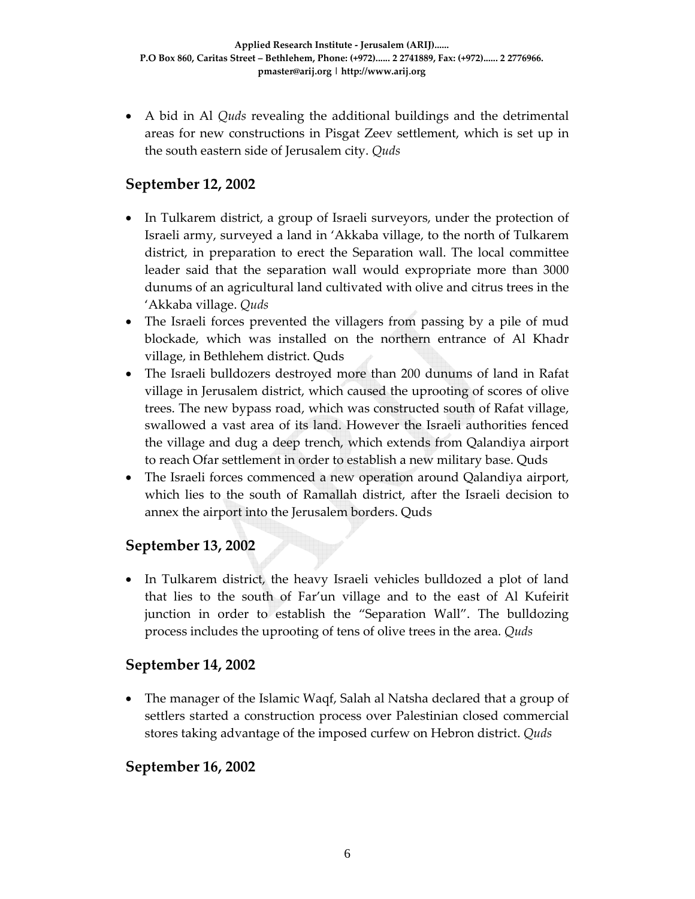- A bid in Al *Quds* revealing the additional buildings and the detrimental areas for new constructions in Pisgat Zeev settlement, which is set up in the south eastern side of Jerusalem city. *Quds*

## September 12, 2002

- In Tulkarem district, a group of Israeli surveyors, under the protection of Israeli army, surveyed a land in 'Akkaba village, to the north of Tulkarem district, in preparation to erect the Separation wall. The local committee leader said that the separation wall would expropriate more than 3000 dunums of an agricultural land cultivated with olive and citrus trees in the 'Akkaba village. *Quds*
- The Israeli forces prevented the villagers from passing by a pile of mud blockade, which was installed on the northern entrance of Al Khadr village, in Bethlehem district. Quds
- The Israeli bulldozers destroyed more than 200 dunums of land in Rafat village in Jerusalem district, which caused the uprooting of scores of olive trees. The new bypass road, which was constructed south of Rafat village, swallowed a vast area of its land. However the Israeli authorities fenced the village and dug a deep trench, which extends from Qalandiya airport to reach Ofar settlement in order to establish a new military base. Quds
- The Israeli forces commenced a new operation around Qalandiya airport, which lies to the south of Ramallah district, after the Israeli decision to annex the airport into the Jerusalem borders. Quds

## September 13, 2002

- In Tulkarem district, the heavy Israeli vehicles bulldozed a plot of land that lies to the south of Far'un village and to the east of Al Kufeirit junction in order to establish the "Separation Wall". The bulldozing process includes the uprooting of tens of olive trees in the area. *Quds*

## September 14, 2002

- The manager of the Islamic Waqf, Salah al Natsha declared that a group of settlers started a construction process over Palestinian closed commercial stores taking advantage of the imposed curfew on Hebron district. *Quds*

## September 16, 2002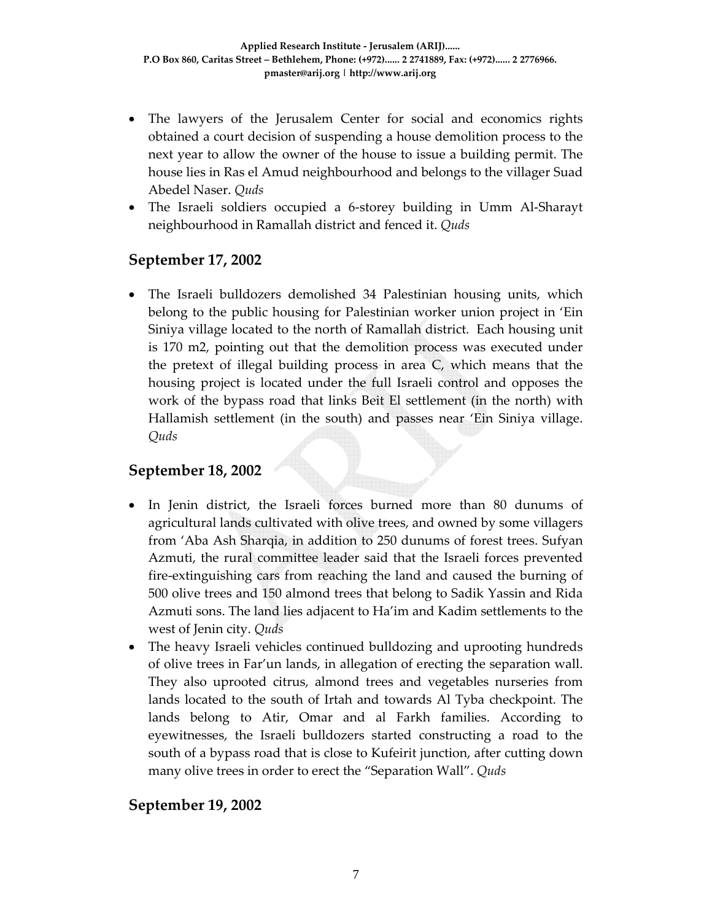- The lawyers of the Jerusalem Center for social and economics rights obtained a court decision of suspending a house demolition process to the next year to allow the owner of the house to issue a building permit. The house lies in Ras el Amud neighbourhood and belongs to the villager Suad Abedel Naser. *Quds*
- The Israeli soldiers occupied a 6-storey building in Umm Al-Sharayt neighbourhood in Ramallah district and fenced it. *Quds*

## September 17, 2002

- The Israeli bulldozers demolished 34 Palestinian housing units, which belong to the public housing for Palestinian worker union project in 'Ein Siniya village located to the north of Ramallah district. Each housing unit is 170 m2, pointing out that the demolition process was executed under the pretext of illegal building process in area C, which means that the housing project is located under the full Israeli control and opposes the work of the bypass road that links Beit El settlement (in the north) with Hallamish settlement (in the south) and passes near 'Ein Siniya village. *Quds*

## September 18, 2002

- In Jenin district, the Israeli forces burned more than 80 dunums of agricultural lands cultivated with olive trees, and owned by some villagers from 'Aba Ash Sharqia, in addition to 250 dunums of forest trees. Sufyan Azmuti, the rural committee leader said that the Israeli forces prevented fire-extinguishing cars from reaching the land and caused the burning of 500 olive trees and 150 almond trees that belong to Sadik Yassin and Rida Azmuti sons. The land lies adjacent to Ha'im and Kadim settlements to the west of Jenin city. *Quds*
- The heavy Israeli vehicles continued bulldozing and uprooting hundreds of olive trees in Far'un lands, in allegation of erecting the separation wall. They also uprooted citrus, almond trees and vegetables nurseries from lands located to the south of Irtah and towards Al Tyba checkpoint. The lands belong to Atir, Omar and al Farkh families. According to eyewitnesses, the Israeli bulldozers started constructing a road to the south of a bypass road that is close to Kufeirit junction, after cutting down many olive trees in order to erect the "Separation Wall". *Quds*

## September 19, 2002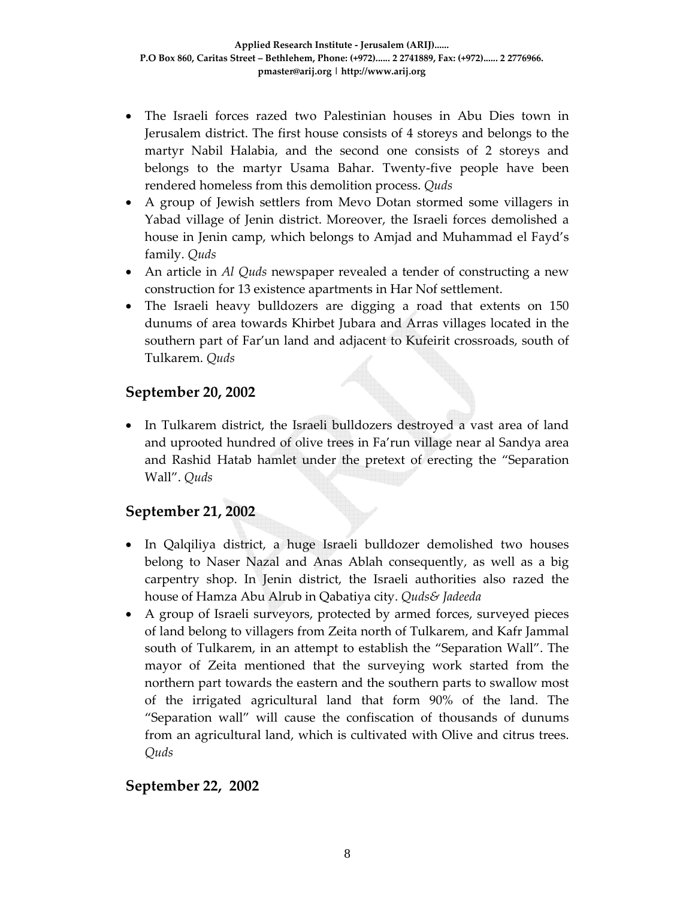- The Israeli forces razed two Palestinian houses in Abu Dies town in Jerusalem district. The first house consists of 4 storeys and belongs to the martyr Nabil Halabia, and the second one consists of 2 storeys and belongs to the martyr Usama Bahar. Twenty-five people have been rendered homeless from this demolition process. *Quds*
- A group of Jewish settlers from Mevo Dotan stormed some villagers in Yabad village of Jenin district. Moreover, the Israeli forces demolished a house in Jenin camp, which belongs to Amjad and Muhammad el Fayd's family. *Quds*
- An article in *Al Quds* newspaper revealed a tender of constructing a new construction for 13 existence apartments in Har Nof settlement.
- The Israeli heavy bulldozers are digging a road that extents on 150 dunums of area towards Khirbet Jubara and Arras villages located in the southern part of Far'un land and adjacent to Kufeirit crossroads, south of Tulkarem. *Quds*

## September 20, 2002

- In Tulkarem district, the Israeli bulldozers destroyed a vast area of land and uprooted hundred of olive trees in Fa'run village near al Sandya area and Rashid Hatab hamlet under the pretext of erecting the "Separation Wall". *Quds*

## September 21, 2002

- In Qalqiliya district, a huge Israeli bulldozer demolished two houses belong to Naser Nazal and Anas Ablah consequently, as well as a big carpentry shop. In Jenin district, the Israeli authorities also razed the house of Hamza Abu Alrub in Qabatiya city. *Quds& Jadeeda*
- A group of Israeli surveyors, protected by armed forces, surveyed pieces of land belong to villagers from Zeita north of Tulkarem, and Kafr Jammal south of Tulkarem, in an attempt to establish the "Separation Wall". The mayor of Zeita mentioned that the surveying work started from the northern part towards the eastern and the southern parts to swallow most of the irrigated agricultural land that form 90% of the land. The "Separation wall" will cause the confiscation of thousands of dunums from an agricultural land, which is cultivated with Olive and citrus trees. *Quds*

## September 22, 2002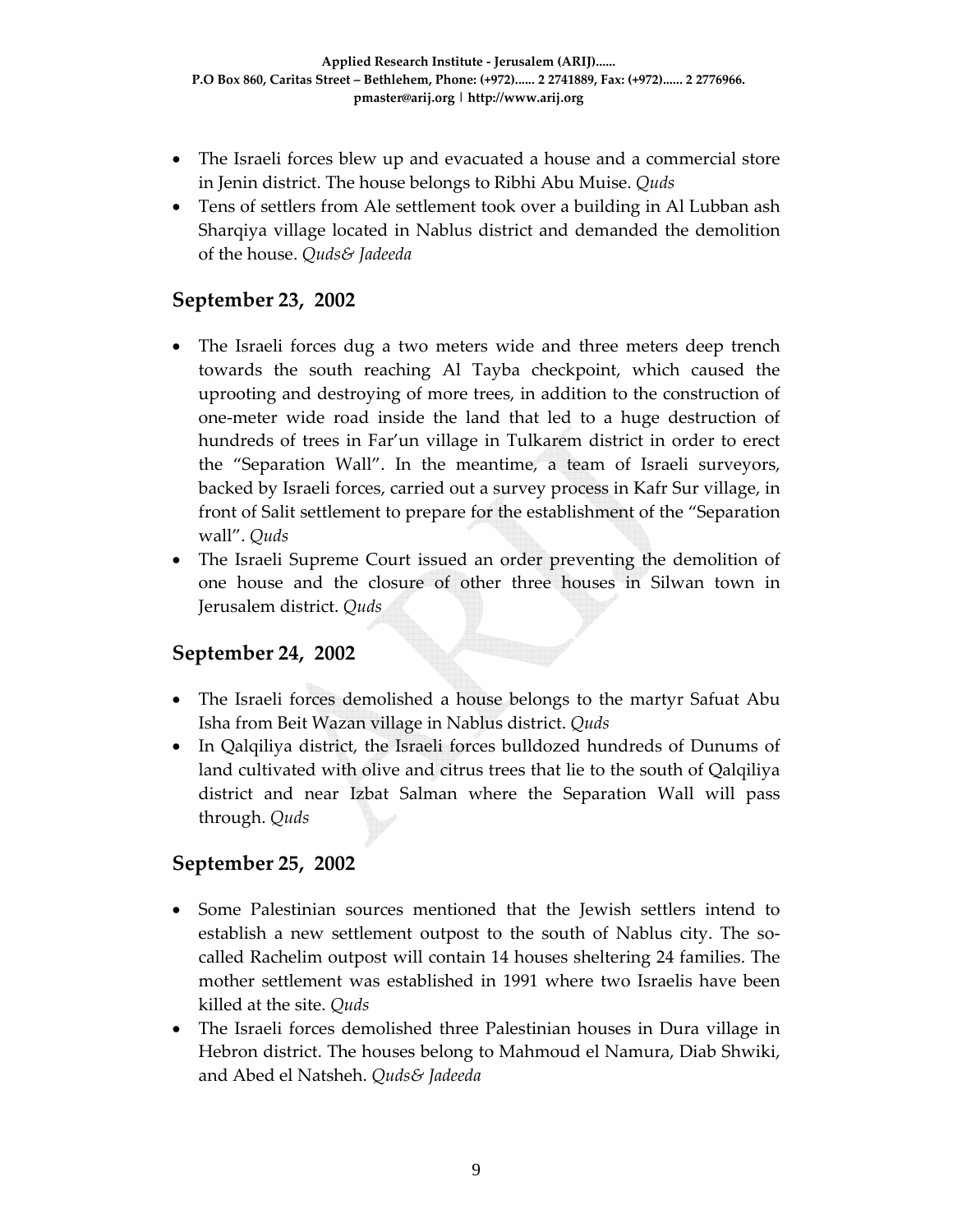- The Israeli forces blew up and evacuated a house and a commercial store in Jenin district. The house belongs to Ribhi Abu Muise. *Quds*
- Tens of settlers from Ale settlement took over a building in Al Lubban ash Sharqiya village located in Nablus district and demanded the demolition of the house. *Quds& Jadeeda*

## September 23, 2002

- The Israeli forces dug a two meters wide and three meters deep trench towards the south reaching Al Tayba checkpoint, which caused the uprooting and destroying of more trees, in addition to the construction of one-meter wide road inside the land that led to a huge destruction of hundreds of trees in Far'un village in Tulkarem district in order to erect the "Separation Wall". In the meantime, a team of Israeli surveyors, backed by Israeli forces, carried out a survey process in Kafr Sur village, in front of Salit settlement to prepare for the establishment of the "Separation wall". *Quds*
- The Israeli Supreme Court issued an order preventing the demolition of one house and the closure of other three houses in Silwan town in Jerusalem district. *Quds*

## September 24, 2002

- The Israeli forces demolished a house belongs to the martyr Safuat Abu Isha from Beit Wazan village in Nablus district. *Quds*
- In Qalqiliya district, the Israeli forces bulldozed hundreds of Dunums of land cultivated with olive and citrus trees that lie to the south of Qalqiliya district and near Izbat Salman where the Separation Wall will pass through. *Quds*

## September 25, 2002

- Some Palestinian sources mentioned that the Jewish settlers intend to establish a new settlement outpost to the south of Nablus city. The so-called Rachelim outpost will contain 14 houses sheltering 24 families. The mother settlement was established in 1991 where two Israelis have been killed at the site. *Quds*
- The Israeli forces demolished three Palestinian houses in Dura village in Hebron district. The houses belong to Mahmoud el Namura, Diab Shwiki, and Abed el Natsheh. *Quds& Jadeeda*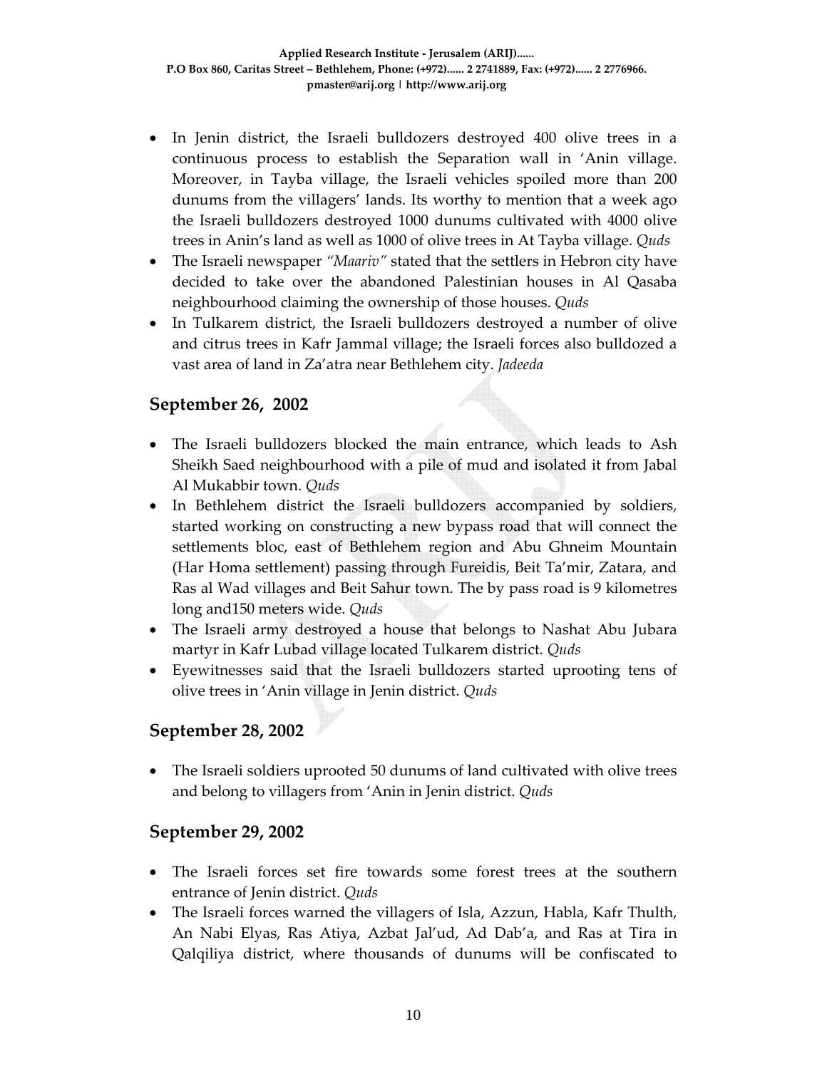- In Jenin district, the Israeli bulldozers destroyed 400 olive trees in a continuous process to establish the Separation wall in 'Anin village. Moreover, in Tayba village, the Israeli vehicles spoiled more than 200 dunums from the villagers' lands. Its worthy to mention that a week ago the Israeli bulldozers destroyed 1000 dunums cultivated with 4000 olive trees in Anin's land as well as 1000 of olive trees in At Tayba village. *Quds*
- The Israeli newspaper *"Maariv"* stated that the settlers in Hebron city have decided to take over the abandoned Palestinian houses in Al Qasaba neighbourhood claiming the ownership of those houses. *Quds*
- In Tulkarem district, the Israeli bulldozers destroyed a number of olive and citrus trees in Kafr Jammal village; the Israeli forces also bulldozed a vast area of land in Za'atra near Bethlehem city. *Jadeeda*

## September 26, 2002

- The Israeli bulldozers blocked the main entrance, which leads to Ash Sheikh Saed neighbourhood with a pile of mud and isolated it from Jabal Al Mukabbir town. *Quds*
- In Bethlehem district the Israeli bulldozers accompanied by soldiers, started working on constructing a new bypass road that will connect the settlements bloc, east of Bethlehem region and Abu Ghneim Mountain (Har Homa settlement) passing through Fureidis, Beit Ta'mir, Zatara, and Ras al Wad villages and Beit Sahur town. The by pass road is 9 kilometres long and150 meters wide. *Quds*
- The Israeli army destroyed a house that belongs to Nashat Abu Jubara martyr in Kafr Lubad village located Tulkarem district. *Quds*
- Eyewitnesses said that the Israeli bulldozers started uprooting tens of olive trees in 'Anin village in Jenin district. *Quds*

## September 28, 2002

- The Israeli soldiers uprooted 50 dunums of land cultivated with olive trees and belong to villagers from 'Anin in Jenin district. *Quds*

## September 29, 2002

- The Israeli forces set fire towards some forest trees at the southern entrance of Jenin district. *Quds*
- The Israeli forces warned the villagers of Isla, Azzun, Habla, Kafr Thulth, An Nabi Elyas, Ras Atiya, Azbat Jal'ud, Ad Dab'a, and Ras at Tira in Qalqiliya district, where thousands of dunums will be confiscated to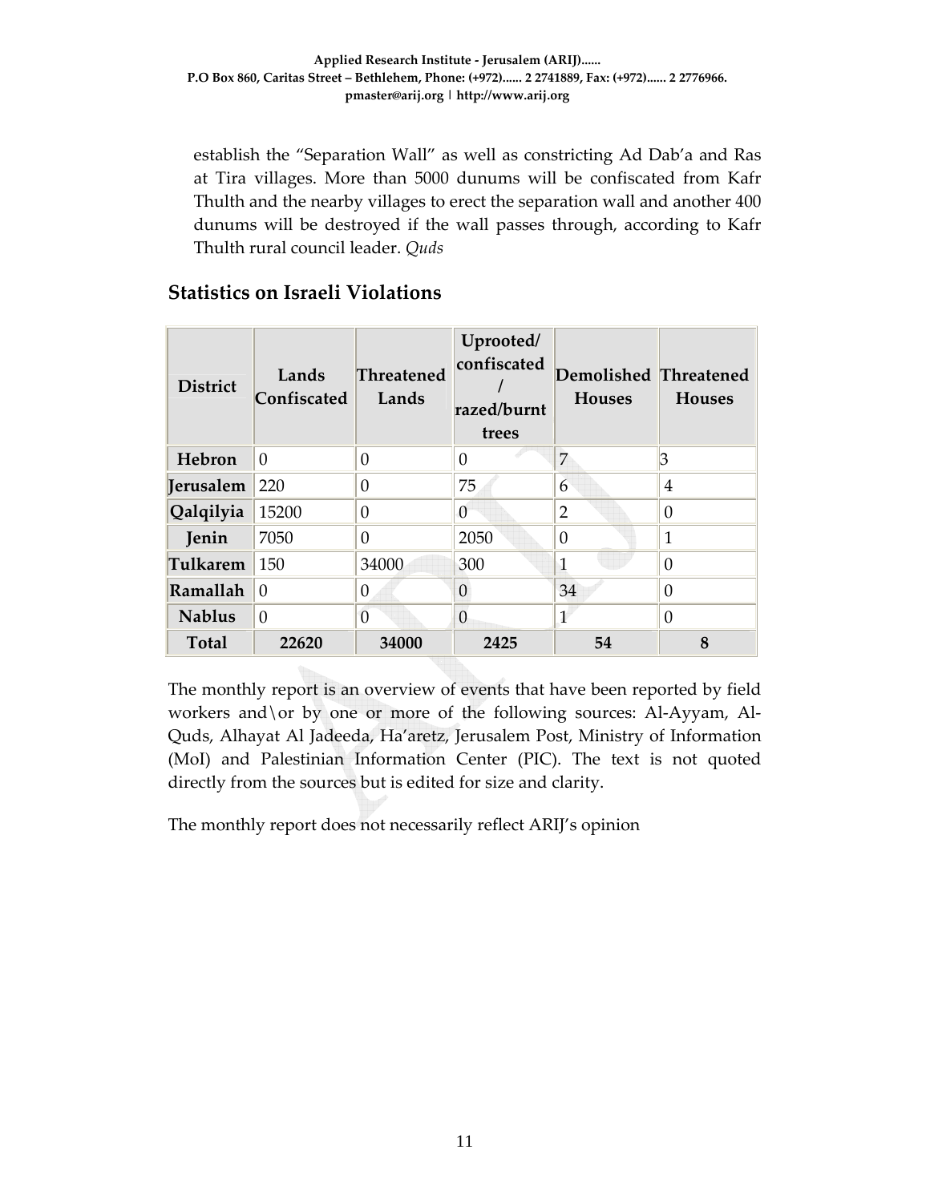establish the "Separation Wall" as well as constricting Ad Dab'a and Ras at Tira villages. More than 5000 dunums will be confiscated from Kafr Thulth and the nearby villages to erect the separation wall and another 400 dunums will be destroyed if the wall passes through, according to Kafr Thulth rural council leader. *Quds*

## Statistics on Israeli Violations

| District | Lands Confiscated | Threatened Lands | Uprooted/ confiscated / razed/burnt trees | Demolished Houses | Threatened Houses |
|---|---|---|---|---|---|
| **Hebron** | 0 | 0 | 0 | 7 | 3 |
| **Jerusalem** | 220 | 0 | 75 | 6 | 4 |
| **Qalqilyia** | 15200 | 0 | 0 | 2 | 0 |
| **Jenin** | 7050 | 0 | 2050 | 0 | 1 |
| **Tulkarem** | 150 | 34000 | 300 | 1 | 0 |
| **Ramallah** | 0 | 0 | 0 | 34 | 0 |
| **Nablus** | 0 | 0 | 0 | 1 | 0 |
| **Total** | **22620** | **34000** | **2425** | **54** | **8** |

The monthly report is an overview of events that have been reported by field workers and\or by one or more of the following sources: Al-Ayyam, Al-Quds, Alhayat Al Jadeeda, Ha'aretz, Jerusalem Post, Ministry of Information (MoI) and Palestinian Information Center (PIC). The text is not quoted directly from the sources but is edited for size and clarity.

The monthly report does not necessarily reflect ARIJ's opinion